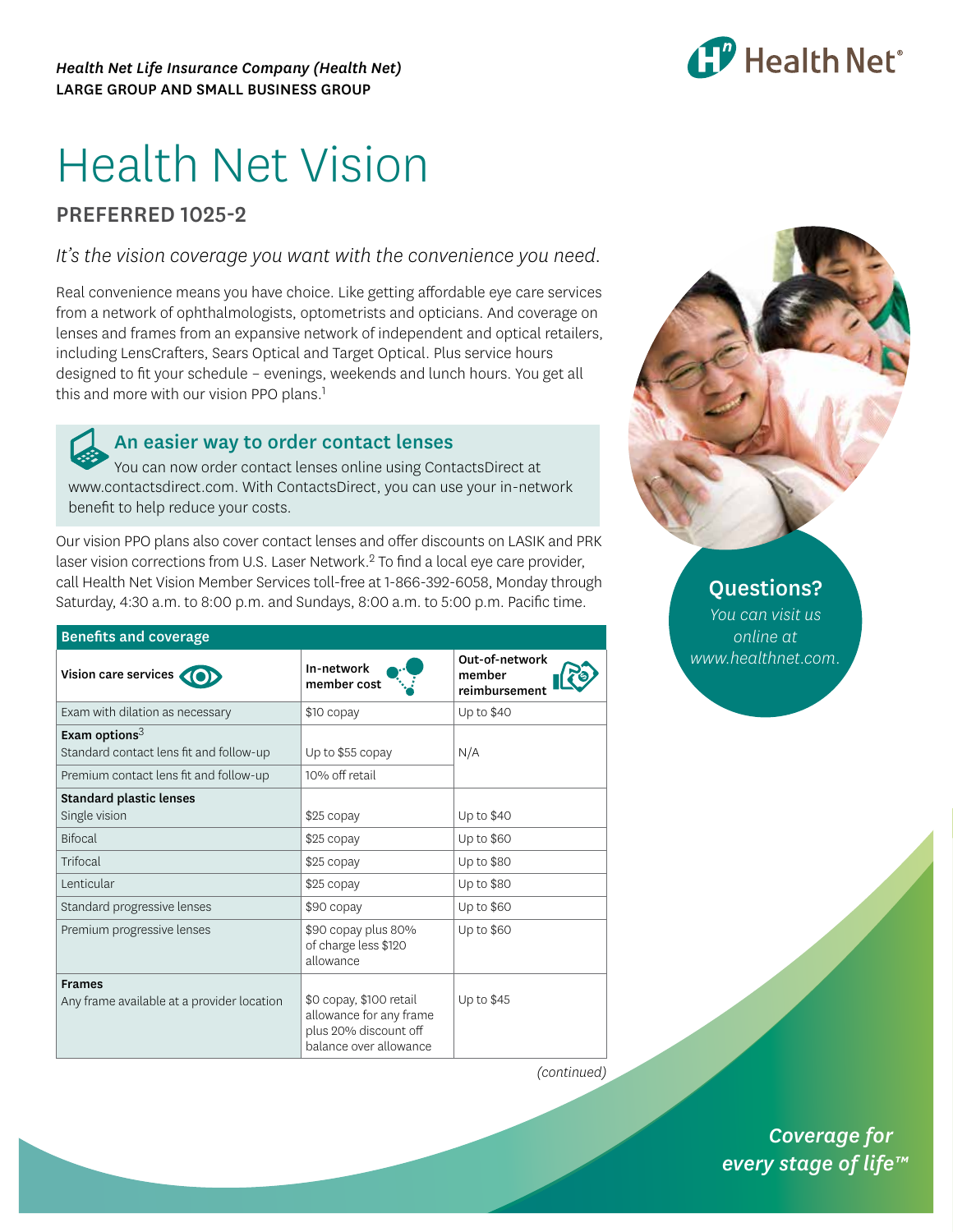*Health Net Life Insurance Company (Health Net)*
LARGE GROUP AND SMALL BUSINESS GROUP

# Health Net Vision

## PREFERRED 1025-2

*It's the vision coverage you want with the convenience you need.*

Real convenience means you have choice. Like getting affordable eye care services from a network of ophthalmologists, optometrists and opticians. And coverage on lenses and frames from an expansive network of independent and optical retailers, including LensCrafters, Sears Optical and Target Optical. Plus service hours designed to fit your schedule – evenings, weekends and lunch hours. You get all this and more with our vision PPO plans.[1]

### An easier way to order contact lenses

You can now order contact lenses online using ContactsDirect at www.contactsdirect.com. With ContactsDirect, you can use your in-network benefit to help reduce your costs.

Our vision PPO plans also cover contact lenses and offer discounts on LASIK and PRK laser vision corrections from U.S. Laser Network.[2] To find a local eye care provider, call Health Net Vision Member Services toll-free at 1-866-392-6058, Monday through Saturday, 4:30 a.m. to 8:00 p.m. and Sundays, 8:00 a.m. to 5:00 p.m. Pacific time.

**Questions?**

*You can visit us online at www.healthnet.com.*

**Benefits and coverage**

| Vision care services | In-network member cost | Out-of-network member reimbursement |
|---|---|---|
| Exam with dilation as necessary | $10 copay | Up to $40 |
| **Exam options**[3] | | |
| Standard contact lens fit and follow-up | Up to $55 copay | N/A |
| Premium contact lens fit and follow-up | 10% off retail | N/A |
| **Standard plastic lenses** | | |
| Single vision | $25 copay | Up to $40 |
| Bifocal | $25 copay | Up to $60 |
| Trifocal | $25 copay | Up to $80 |
| Lenticular | $25 copay | Up to $80 |
| Standard progressive lenses | $90 copay | Up to $60 |
| Premium progressive lenses | $90 copay plus 80% of charge less $120 allowance | Up to $60 |
| **Frames** | | |
| Any frame available at a provider location | $0 copay, $100 retail allowance for any frame plus 20% discount off balance over allowance | Up to $45 |

*(continued)*

*Coverage for every stage of life™*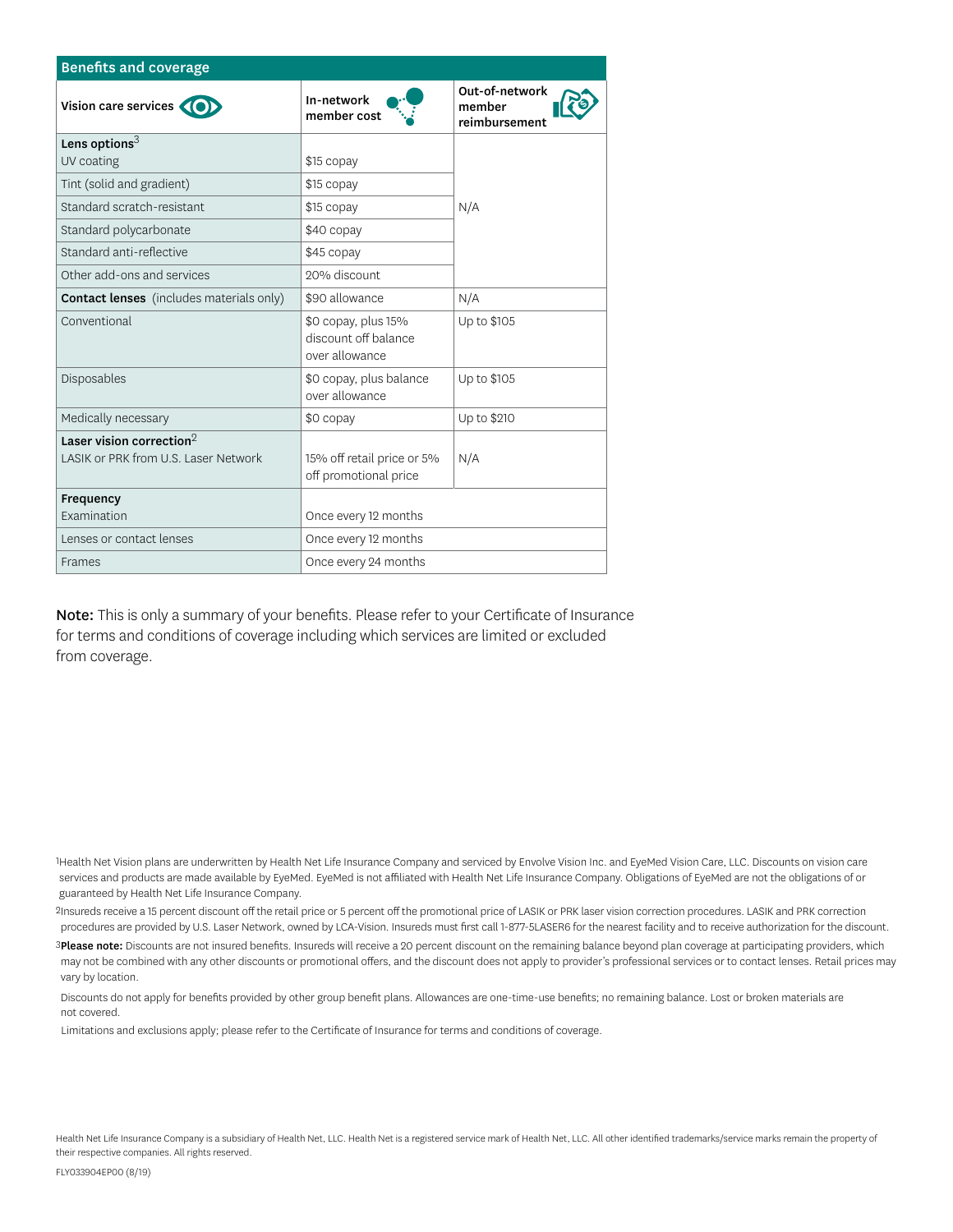## Benefits and coverage

| Vision care services | In-network member cost | Out-of-network member reimbursement |
| --- | --- | --- |
| **Lens options**[3] UV coating | $15 copay | N/A |
| Tint (solid and gradient) | $15 copay | |
| Standard scratch-resistant | $15 copay | |
| Standard polycarbonate | $40 copay | |
| Standard anti-reflective | $45 copay | |
| Other add-ons and services | 20% discount | |
| **Contact lenses** (includes materials only) | $90 allowance | N/A |
| Conventional | $0 copay, plus 15% discount off balance over allowance | Up to $105 |
| Disposables | $0 copay, plus balance over allowance | Up to $105 |
| Medically necessary | $0 copay | Up to $210 |
| **Laser vision correction**[2] LASIK or PRK from U.S. Laser Network | 15% off retail price or 5% off promotional price | N/A |
| **Frequency** Examination | Once every 12 months | |
| Lenses or contact lenses | Once every 12 months | |
| Frames | Once every 24 months | |

**Note:** This is only a summary of your benefits. Please refer to your Certificate of Insurance for terms and conditions of coverage including which services are limited or excluded from coverage.

[1] Health Net Vision plans are underwritten by Health Net Life Insurance Company and serviced by Envolve Vision Inc. and EyeMed Vision Care, LLC. Discounts on vision care services and products are made available by EyeMed. EyeMed is not affiliated with Health Net Life Insurance Company. Obligations of EyeMed are not the obligations of or guaranteed by Health Net Life Insurance Company.

[2] Insureds receive a 15 percent discount off the retail price or 5 percent off the promotional price of LASIK or PRK laser vision correction procedures. LASIK and PRK correction procedures are provided by U.S. Laser Network, owned by LCA-Vision. Insureds must first call 1-877-5LASER6 for the nearest facility and to receive authorization for the discount.

[3] **Please note:** Discounts are not insured benefits. Insureds will receive a 20 percent discount on the remaining balance beyond plan coverage at participating providers, which may not be combined with any other discounts or promotional offers, and the discount does not apply to provider's professional services or to contact lenses. Retail prices may vary by location.

Discounts do not apply for benefits provided by other group benefit plans. Allowances are one-time-use benefits; no remaining balance. Lost or broken materials are not covered.

Limitations and exclusions apply; please refer to the Certificate of Insurance for terms and conditions of coverage.

Health Net Life Insurance Company is a subsidiary of Health Net, LLC. Health Net is a registered service mark of Health Net, LLC. All other identified trademarks/service marks remain the property of their respective companies. All rights reserved.

FLY033904EP00 (8/19)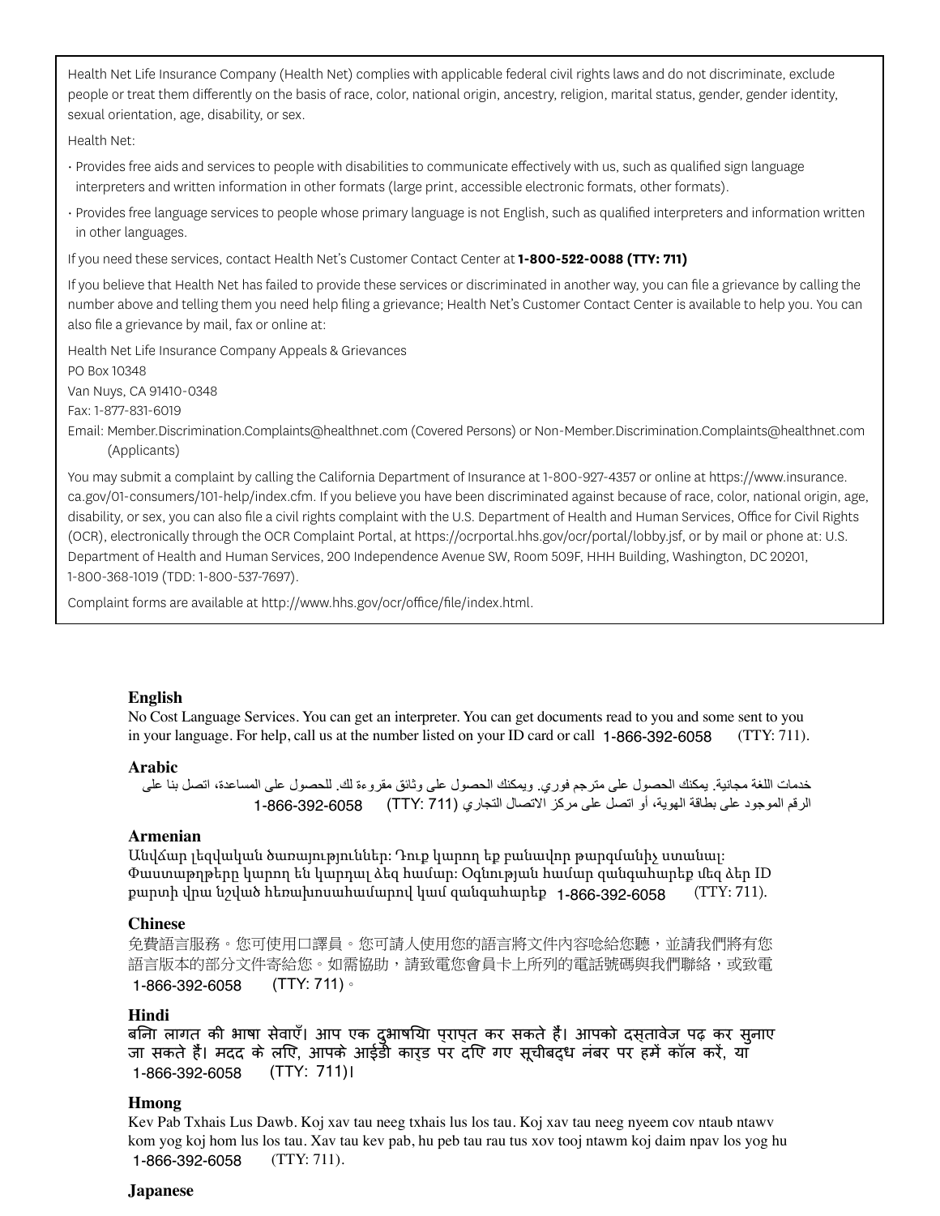Health Net Life Insurance Company (Health Net) complies with applicable federal civil rights laws and do not discriminate, exclude people or treat them differently on the basis of race, color, national origin, ancestry, religion, marital status, gender, gender identity, sexual orientation, age, disability, or sex.

Health Net:

- Provides free aids and services to people with disabilities to communicate effectively with us, such as qualified sign language interpreters and written information in other formats (large print, accessible electronic formats, other formats).
- Provides free language services to people whose primary language is not English, such as qualified interpreters and information written in other languages.

If you need these services, contact Health Net's Customer Contact Center at **1-800-522-0088 (TTY: 711)**

If you believe that Health Net has failed to provide these services or discriminated in another way, you can file a grievance by calling the number above and telling them you need help filing a grievance; Health Net's Customer Contact Center is available to help you. You can also file a grievance by mail, fax or online at:

Health Net Life Insurance Company Appeals & Grievances
PO Box 10348
Van Nuys, CA 91410-0348
Fax: 1-877-831-6019
Email: Member.Discrimination.Complaints@healthnet.com (Covered Persons) or Non-Member.Discrimination.Complaints@healthnet.com (Applicants)

You may submit a complaint by calling the California Department of Insurance at 1-800-927-4357 or online at https://www.insurance.ca.gov/01-consumers/101-help/index.cfm. If you believe you have been discriminated against because of race, color, national origin, age, disability, or sex, you can also file a civil rights complaint with the U.S. Department of Health and Human Services, Office for Civil Rights (OCR), electronically through the OCR Complaint Portal, at https://ocrportal.hhs.gov/ocr/portal/lobby.jsf, or by mail or phone at: U.S. Department of Health and Human Services, 200 Independence Avenue SW, Room 509F, HHH Building, Washington, DC 20201, 1-800-368-1019 (TDD: 1-800-537-7697).

Complaint forms are available at http://www.hhs.gov/ocr/office/file/index.html.

**English**
No Cost Language Services. You can get an interpreter. You can get documents read to you and some sent to you in your language. For help, call us at the number listed on your ID card or call 1-866-392-6058 (TTY: 711).

**Arabic**
خدمات اللغة مجانية. يمكنك الحصول على مترجم فوري. ويمكنك الحصول على وثائق مقروءة لك. للحصول على المساعدة، اتصل بنا على الرقم الموجود على بطاقة الهوية، أو اتصل على مركز الاتصال التجاري 1-866-392-6058 (TTY: 711)

**Armenian**
Անվճար լեզվական ծառայություններ: Դուք կարող եք բանավոր թարգմանիչ ստանալ: Փաստաթղթերը կարող են կարդալ ձեզ համար: Օգնության համար զանգահարեք մեզ ձեր ID քարտի վրա նշված հեռախոսահամարով կամ զանգահարեք 1-866-392-6058 (TTY: 711).

**Chinese**
免費語言服務。您可使用口譯員。您可請人使用您的語言將文件內容唸給您聽，並請我們將有您語言版本的部分文件寄給您。如需協助，請致電您會員卡上所列的電話號碼與我們聯絡，或致電 1-866-392-6058 (TTY: 711)。

**Hindi**
बिना लागत की भाषा सेवाएँ। आप एक दुभाषिया प्राप्त कर सकते हैं। आपको दस्तावेज पढ़ कर सुनाए जा सकते हैं। मदद के लिए, आपके आईडी कार्ड पर दिए गए सूचीबद्ध नंबर पर हमें कॉल करें, या 1-866-392-6058 (TTY: 711)।

**Hmong**
Kev Pab Txhais Lus Dawb. Koj xav tau neeg txhais lus los tau. Koj xav tau neeg nyeem cov ntaub ntawv kom yog koj hom lus los tau. Xav tau kev pab, hu peb tau rau tus xov tooj ntawm koj daim npav los yog hu 1-866-392-6058 (TTY: 711).

**Japanese**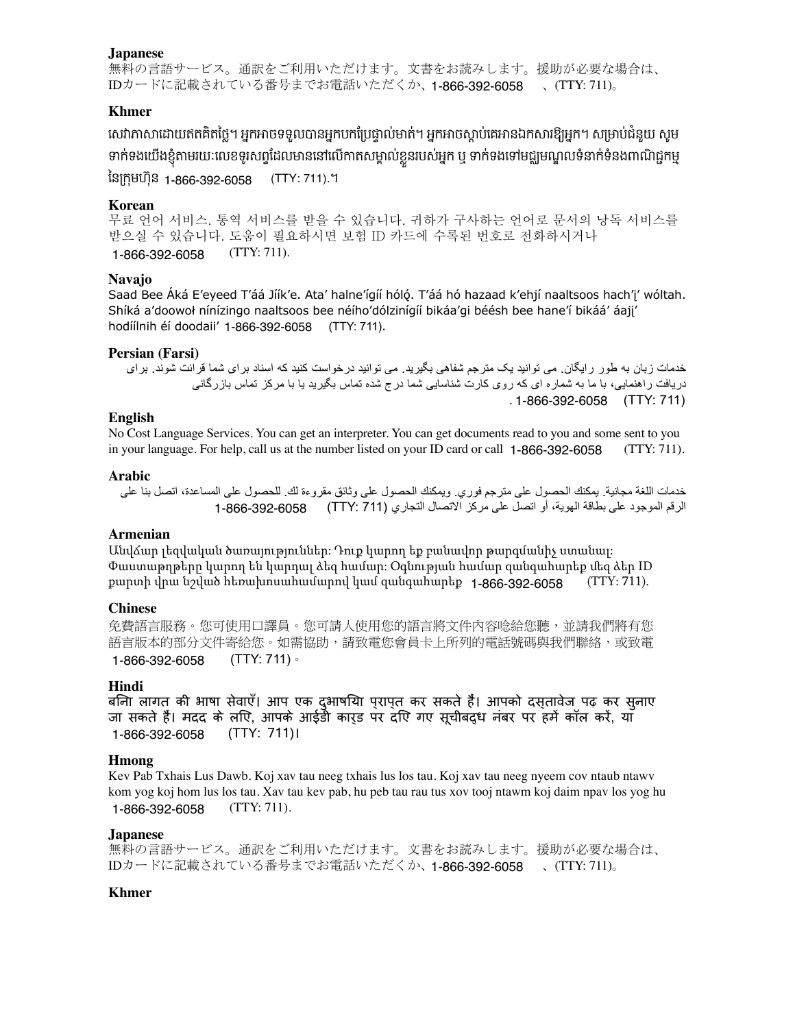**Japanese**

無料の言語サービス。通訳をご利用いただけます。文書をお読みします。援助が必要な場合は、IDカードに記載されている番号までお電話いただくか、1-866-392-6058 、(TTY: 711)。

**Khmer**

សេវាភាសាដោយឥតគិតថ្លៃ។ អ្នកអាចទទួលបានអ្នកបកប្រែផ្ទាល់មាត់។ អ្នកអាចស្តាប់គេអានឯកសារឱ្យអ្នក។ សម្រាប់ជំនួយ សូមទាក់ទងយើងខ្ញុំតាមរយៈលេខទូរសព្ទដែលមាននៅលើកាតសម្គាល់ខ្លួនរបស់អ្នក ឬ ទាក់ទងទៅមជ្ឈមណ្ឌលទំនាក់ទំនងពាណិជ្ជកម្មនៃក្រុមហ៊ុន 1-866-392-6058 (TTY: 711).។

**Korean**

무료 언어 서비스. 통역 서비스를 받을 수 있습니다. 귀하가 구사하는 언어로 문서의 낭독 서비스를 받으실 수 있습니다. 도움이 필요하시면 보험 ID 카드에 수록된 번호로 전화하시거나 1-866-392-6058 (TTY: 711).

**Navajo**

Saad Bee Áká E'eyeed T'áá Jíík'e. Ata' halne'ígíí hóló. T'áá hó hazaad k'ehjí naaltsoos hach'į' wóltah. Shíká a'doowoł nínízingo naaltsoos bee néího'dólzinígíí bikáa'gi béésh bee hane'í bikáá' áaji' hodíílnih éí doodaii' 1-866-392-6058 (TTY: 711).

**Persian (Farsi)**

خدمات زبان به طور رایگان. می توانید یک مترجم شفاهی بگیرید. می توانید درخواست کنید که اسناد برای شما قرائت شوند. برای دریافت راهنمایی، با ما به شماره ای که روی کارت شناسایی شما درج شده تماس بگیرید یا با مرکز تماس بازرگانی 1-866-392-6058 (TTY: 711) .

**English**

No Cost Language Services. You can get an interpreter. You can get documents read to you and some sent to you in your language. For help, call us at the number listed on your ID card or call 1-866-392-6058 (TTY: 711).

**Arabic**

خدمات اللغة مجانية. يمكنك الحصول على مترجم فوري. ويمكنك الحصول على وثائق مقروءة لك. للحصول على المساعدة، اتصل بنا على الرقم الموجود على بطاقة الهوية، أو اتصل على مركز الاتصال التجاري (TTY: 711) 1-866-392-6058

**Armenian**

Անվճար լեզվական ծառայություններ: Դուք կարող եք բանավոր թարգմանիչ ստանալ: Փաստաթղթերը կարող են կարդալ ձեզ համար: Օգնության համար զանգահարեք մեզ ձեր ID քարտի վրա նշված հեռախոսահամարով կամ զանգահարեք 1-866-392-6058 (TTY: 711).

**Chinese**

免費語言服務。您可使用口譯員。您可請人使用您的語言將文件內容唸給您聽，並請我們將有您語言版本的部分文件寄給您。如需協助，請致電您會員卡上所列的電話號碼與我們聯絡，或致電 1-866-392-6058 (TTY: 711)。

**Hindi**

बिना लागत की भाषा सेवाएँ। आप एक दुभाषिया प्राप्त कर सकते हैं। आपको दस्तावेज पढ़ कर सुनाए जा सकते हैं। मदद के लिए, आपके आईडी कार्ड पर दिए गए सूचीबद्ध नंबर पर हमें कॉल करें, या 1-866-392-6058 (TTY: 711)।

**Hmong**

Kev Pab Txhais Lus Dawb. Koj xav tau neeg txhais lus los tau. Koj xav tau neeg nyeem cov ntaub ntawv kom yog koj hom lus los tau. Xav tau kev pab, hu peb tau rau tus xov tooj ntawm koj daim npav los yog hu 1-866-392-6058 (TTY: 711).

**Japanese**

無料の言語サービス。通訳をご利用いただけます。文書をお読みします。援助が必要な場合は、IDカードに記載されている番号までお電話いただくか、1-866-392-6058 、(TTY: 711)。

**Khmer**